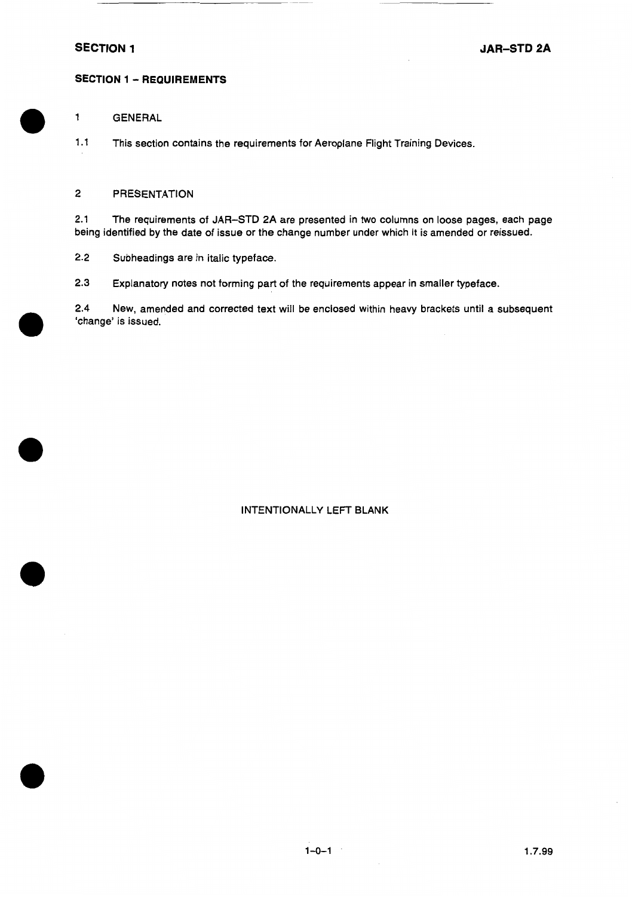## SECTION 1 – REQUIREMENTS

### 1 GENERAL

1.1 This section contains the requirements for Aeroplane Flight Training Devices.

### 2 PRESENTATION

2.1 The requirements of JAR–STD 2A are presented in two columns on loose pages, each page being identified by the date of issue or the change number under which it is amended or reissued.

2.2 Subheadings are in italic typeface.

2.3 Explanatory notes not forming part of the requirements appear in smaller typeface.

2.4 New, amended and corrected text will be enclosed within heavy brackets until a subsequent 'change' is issued.

INTENTIONALLY LEFT BLANK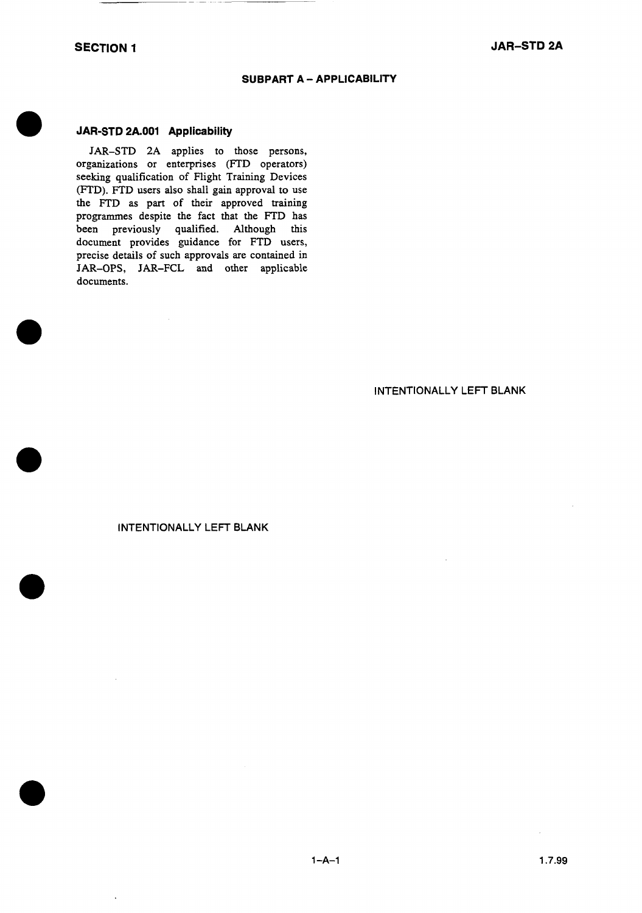## SUBPART A – APPLICABILITY

### JAR-STD 2A.001 Applicability

JAR–STD 2A applies to those persons, organizations or enterprises (FTD operators) seeking qualification of Flight Training Devices (FTD). FTD users also shall gain approval to use the FTD as part of their approved training programmes despite the fact that the FTD has been previously qualified. Although this document provides guidance for FTD users, precise details of such approvals are contained in JAR–OPS, JAR–FCL and other applicable documents.

INTENTIONALLY LEFT BLANK

INTENTIONALLY LEFT BLANK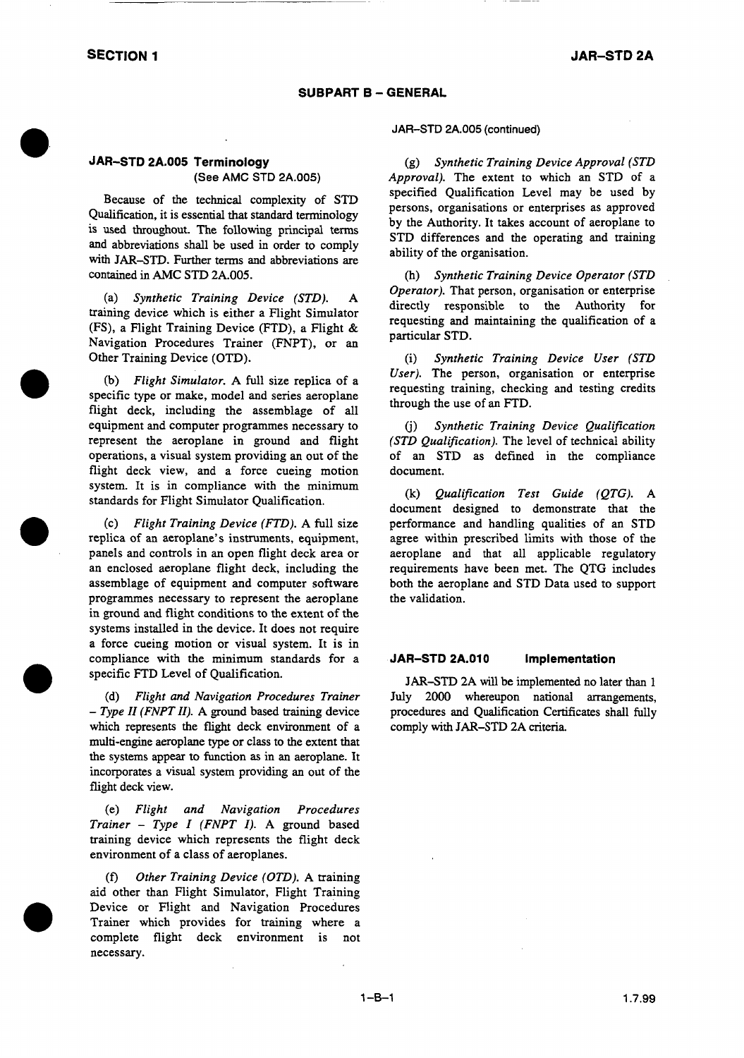## SUBPART B – GENERAL

### JAR–STD 2A.005 Terminology
(See AMC STD 2A.005)

Because of the technical complexity of STD Qualification, it is essential that standard terminology is used throughout. The following principal terms and abbreviations shall be used in order to comply with JAR–STD. Further terms and abbreviations are contained in AMC STD 2A.005.

(a) *Synthetic Training Device (STD).* A training device which is either a Flight Simulator (FS), a Flight Training Device (FTD), a Flight & Navigation Procedures Trainer (FNPT), or an Other Training Device (OTD).

(b) *Flight Simulator.* A full size replica of a specific type or make, model and series aeroplane flight deck, including the assemblage of all equipment and computer programmes necessary to represent the aeroplane in ground and flight operations, a visual system providing an out of the flight deck view, and a force cueing motion system. It is in compliance with the minimum standards for Flight Simulator Qualification.

(c) *Flight Training Device (FTD).* A full size replica of an aeroplane's instruments, equipment, panels and controls in an open flight deck area or an enclosed aeroplane flight deck, including the assemblage of equipment and computer software programmes necessary to represent the aeroplane in ground and flight conditions to the extent of the systems installed in the device. It does not require a force cueing motion or visual system. It is in compliance with the minimum standards for a specific FTD Level of Qualification.

(d) *Flight and Navigation Procedures Trainer – Type II (FNPT II).* A ground based training device which represents the flight deck environment of a multi-engine aeroplane type or class to the extent that the systems appear to function as in an aeroplane. It incorporates a visual system providing an out of the flight deck view.

(e) *Flight and Navigation Procedures Trainer – Type I (FNPT I).* A ground based training device which represents the flight deck environment of a class of aeroplanes.

(f) *Other Training Device (OTD).* A training aid other than Flight Simulator, Flight Training Device or Flight and Navigation Procedures Trainer which provides for training where a complete flight deck environment is not necessary.

JAR–STD 2A.005 (continued)

(g) *Synthetic Training Device Approval (STD Approval).* The extent to which an STD of a specified Qualification Level may be used by persons, organisations or enterprises as approved by the Authority. It takes account of aeroplane to STD differences and the operating and training ability of the organisation.

(h) *Synthetic Training Device Operator (STD Operator).* That person, organisation or enterprise directly responsible to the Authority for requesting and maintaining the qualification of a particular STD.

(i) *Synthetic Training Device User (STD User).* The person, organisation or enterprise requesting training, checking and testing credits through the use of an FTD.

(j) *Synthetic Training Device Qualification (STD Qualification).* The level of technical ability of an STD as defined in the compliance document.

(k) *Qualification Test Guide (QTG).* A document designed to demonstrate that the performance and handling qualities of an STD agree within prescribed limits with those of the aeroplane and that all applicable regulatory requirements have been met. The QTG includes both the aeroplane and STD Data used to support the validation.

### JAR–STD 2A.010 Implementation

JAR–STD 2A will be implemented no later than 1 July 2000 whereupon national arrangements, procedures and Qualification Certificates shall fully comply with JAR–STD 2A criteria.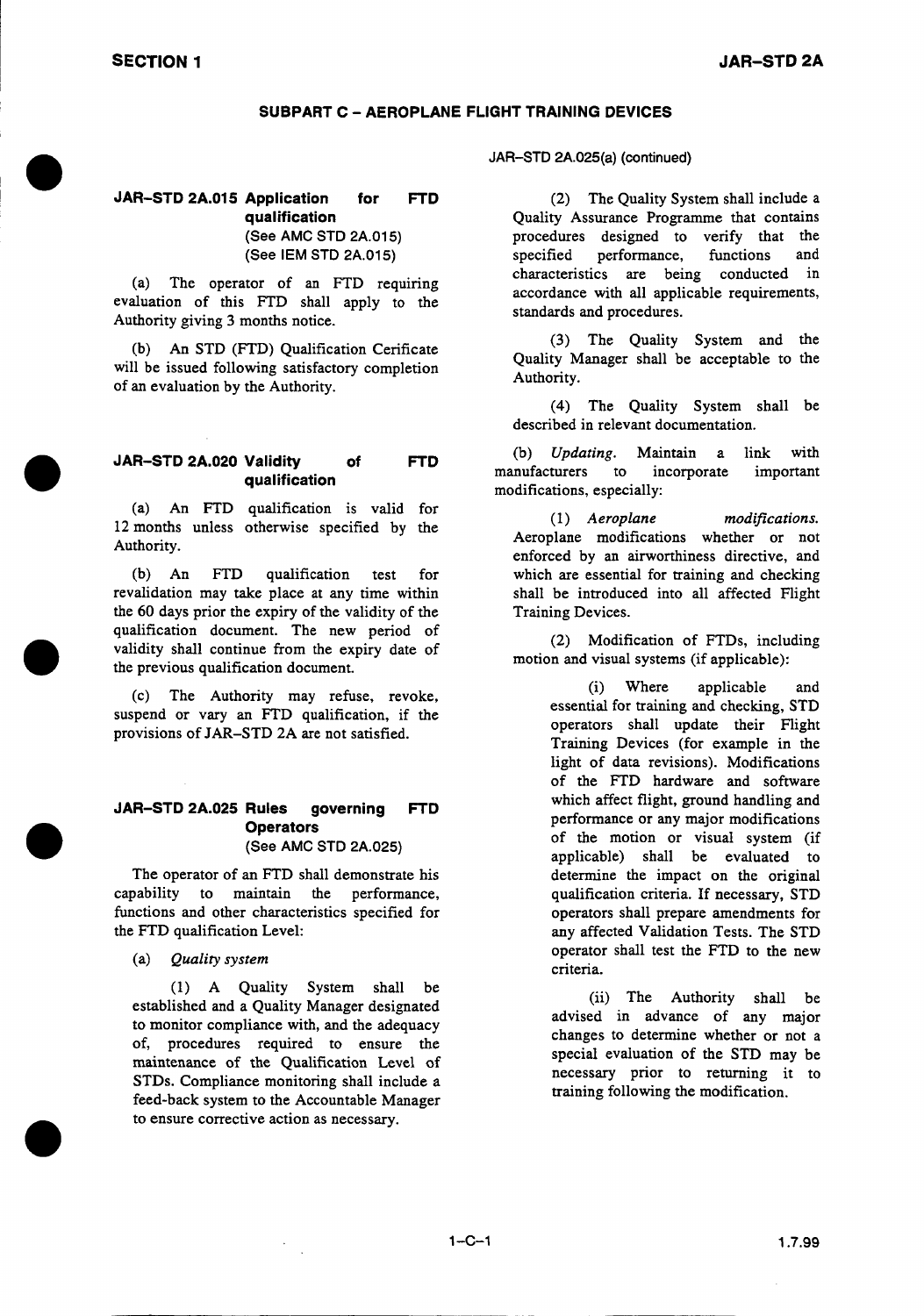## SUBPART C – AEROPLANE FLIGHT TRAINING DEVICES

### JAR–STD 2A.015 Application for FTD qualification
(See AMC STD 2A.015)
(See IEM STD 2A.015)

(a) The operator of an FTD requiring evaluation of this FTD shall apply to the Authority giving 3 months notice.

(b) An STD (FTD) Qualification Cerificate will be issued following satisfactory completion of an evaluation by the Authority.

### JAR–STD 2A.020 Validity of FTD qualification

(a) An FTD qualification is valid for 12 months unless otherwise specified by the Authority.

(b) An FTD qualification test for revalidation may take place at any time within the 60 days prior the expiry of the validity of the qualification document. The new period of validity shall continue from the expiry date of the previous qualification document.

(c) The Authority may refuse, revoke, suspend or vary an FTD qualification, if the provisions of JAR–STD 2A are not satisfied.

### JAR–STD 2A.025 Rules governing FTD Operators
(See AMC STD 2A.025)

The operator of an FTD shall demonstrate his capability to maintain the performance, functions and other characteristics specified for the FTD qualification Level:

(a) *Quality system*

(1) A Quality System shall be established and a Quality Manager designated to monitor compliance with, and the adequacy of, procedures required to ensure the maintenance of the Qualification Level of STDs. Compliance monitoring shall include a feed-back system to the Accountable Manager to ensure corrective action as necessary.

JAR–STD 2A.025(a) (continued)

(2) The Quality System shall include a Quality Assurance Programme that contains procedures designed to verify that the specified performance, functions and characteristics are being conducted in accordance with all applicable requirements, standards and procedures.

(3) The Quality System and the Quality Manager shall be acceptable to the Authority.

(4) The Quality System shall be described in relevant documentation.

(b) *Updating.* Maintain a link with manufacturers to incorporate important modifications, especially:

(1) *Aeroplane modifications.* Aeroplane modifications whether or not enforced by an airworthiness directive, and which are essential for training and checking shall be introduced into all affected Flight Training Devices.

(2) Modification of FTDs, including motion and visual systems (if applicable):

(i) Where applicable and essential for training and checking, STD operators shall update their Flight Training Devices (for example in the light of data revisions). Modifications of the FTD hardware and software which affect flight, ground handling and performance or any major modifications of the motion or visual system (if applicable) shall be evaluated to determine the impact on the original qualification criteria. If necessary, STD operators shall prepare amendments for any affected Validation Tests. The STD operator shall test the FTD to the new criteria.

(ii) The Authority shall be advised in advance of any major changes to determine whether or not a special evaluation of the STD may be necessary prior to returning it to training following the modification.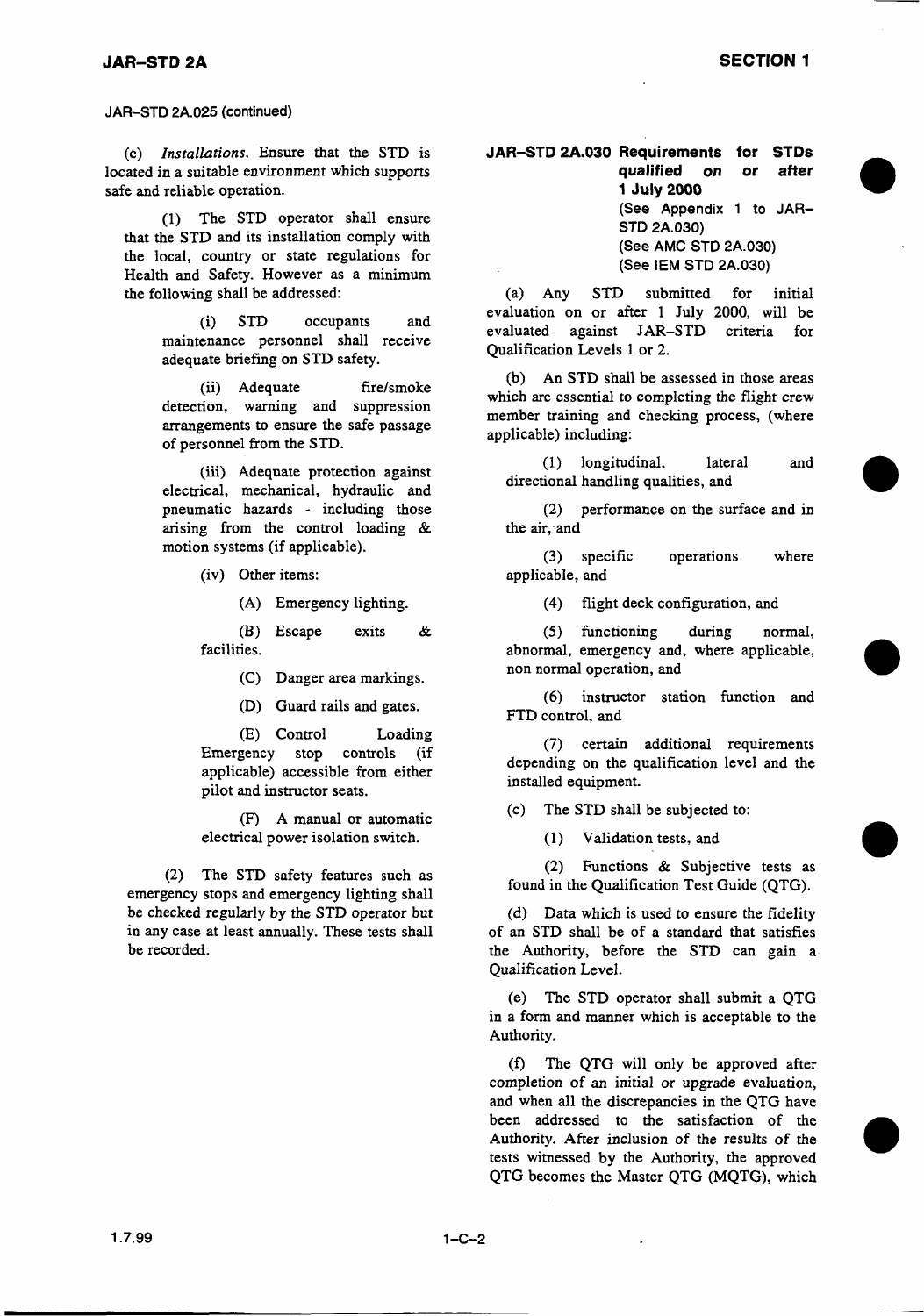JAR–STD 2A.025 (continued)

(c) *Installations.* Ensure that the STD is located in a suitable environment which supports safe and reliable operation.

(1) The STD operator shall ensure that the STD and its installation comply with the local, country or state regulations for Health and Safety. However as a minimum the following shall be addressed:

(i) STD occupants and maintenance personnel shall receive adequate briefing on STD safety.

(ii) Adequate fire/smoke detection, warning and suppression arrangements to ensure the safe passage of personnel from the STD.

(iii) Adequate protection against electrical, mechanical, hydraulic and pneumatic hazards - including those arising from the control loading & motion systems (if applicable).

(iv) Other items:

(A) Emergency lighting.

(B) Escape exits & facilities.

(C) Danger area markings.

(D) Guard rails and gates.

(E) Control Loading Emergency stop controls (if applicable) accessible from either pilot and instructor seats.

(F) A manual or automatic electrical power isolation switch.

(2) The STD safety features such as emergency stops and emergency lighting shall be checked regularly by the STD operator but in any case at least annually. These tests shall be recorded.

## JAR–STD 2A.030 Requirements for STDs qualified on or after 1 July 2000

(See Appendix 1 to JAR–STD 2A.030)
(See AMC STD 2A.030)
(See IEM STD 2A.030)

(a) Any STD submitted for initial evaluation on or after 1 July 2000, will be evaluated against JAR–STD criteria for Qualification Levels 1 or 2.

(b) An STD shall be assessed in those areas which are essential to completing the flight crew member training and checking process, (where applicable) including:

(1) longitudinal, lateral and directional handling qualities, and

(2) performance on the surface and in the air, and

(3) specific operations where applicable, and

(4) flight deck configuration, and

(5) functioning during normal, abnormal, emergency and, where applicable, non normal operation, and

(6) instructor station function and FTD control, and

(7) certain additional requirements depending on the qualification level and the installed equipment.

(c) The STD shall be subjected to:

(1) Validation tests, and

(2) Functions & Subjective tests as found in the Qualification Test Guide (QTG).

(d) Data which is used to ensure the fidelity of an STD shall be of a standard that satisfies the Authority, before the STD can gain a Qualification Level.

(e) The STD operator shall submit a QTG in a form and manner which is acceptable to the Authority.

(f) The QTG will only be approved after completion of an initial or upgrade evaluation, and when all the discrepancies in the QTG have been addressed to the satisfaction of the Authority. After inclusion of the results of the tests witnessed by the Authority, the approved QTG becomes the Master QTG (MQTG), which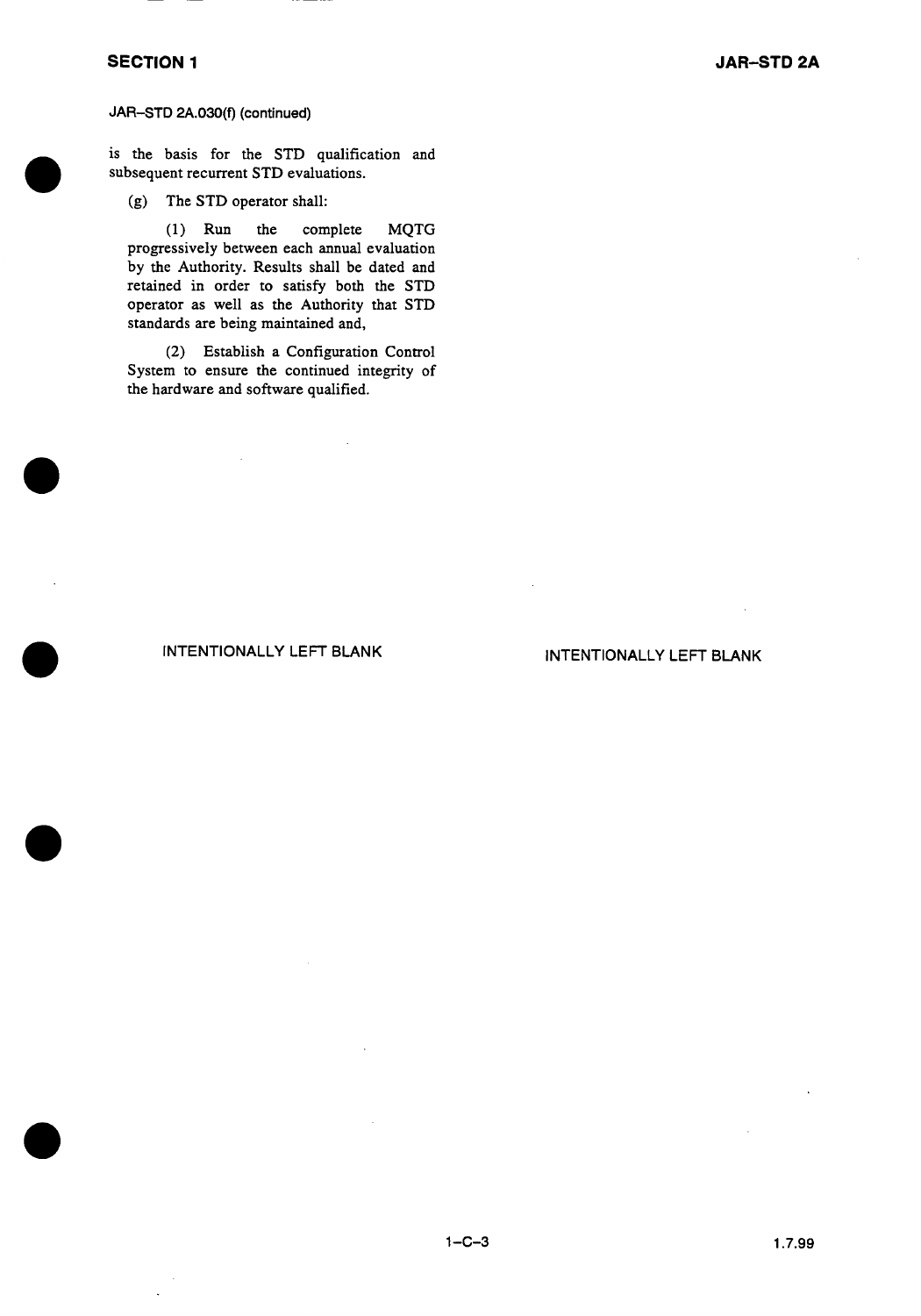JAR–STD 2A.030(f) (continued)

is the basis for the STD qualification and subsequent recurrent STD evaluations.

(g) The STD operator shall:

(1) Run the complete MQTG progressively between each annual evaluation by the Authority. Results shall be dated and retained in order to satisfy both the STD operator as well as the Authority that STD standards are being maintained and,

(2) Establish a Configuration Control System to ensure the continued integrity of the hardware and software qualified.

INTENTIONALLY LEFT BLANK

INTENTIONALLY LEFT BLANK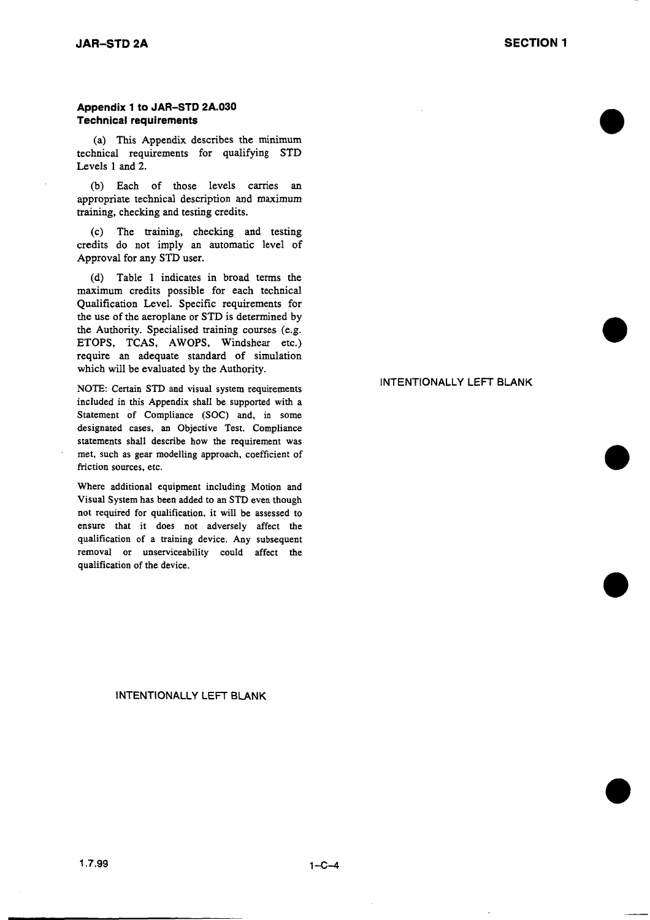## Appendix 1 to JAR–STD 2A.030
## Technical requirements

(a) This Appendix describes the minimum technical requirements for qualifying STD Levels 1 and 2.

(b) Each of those levels carries an appropriate technical description and maximum training, checking and testing credits.

(c) The training, checking and testing credits do not imply an automatic level of Approval for any STD user.

(d) Table 1 indicates in broad terms the maximum credits possible for each technical Qualification Level. Specific requirements for the use of the aeroplane or STD is determined by the Authority. Specialised training courses (e.g. ETOPS, TCAS, AWOPS, Windshear etc.) require an adequate standard of simulation which will be evaluated by the Authority.

NOTE: Certain STD and visual system requirements included in this Appendix shall be supported with a Statement of Compliance (SOC) and, in some designated cases, an Objective Test. Compliance statements shall describe how the requirement was met, such as gear modelling approach, coefficient of friction sources, etc.

Where additional equipment including Motion and Visual System has been added to an STD even though not required for qualification, it will be assessed to ensure that it does not adversely affect the qualification of a training device. Any subsequent removal or unserviceability could affect the qualification of the device.

INTENTIONALLY LEFT BLANK

INTENTIONALLY LEFT BLANK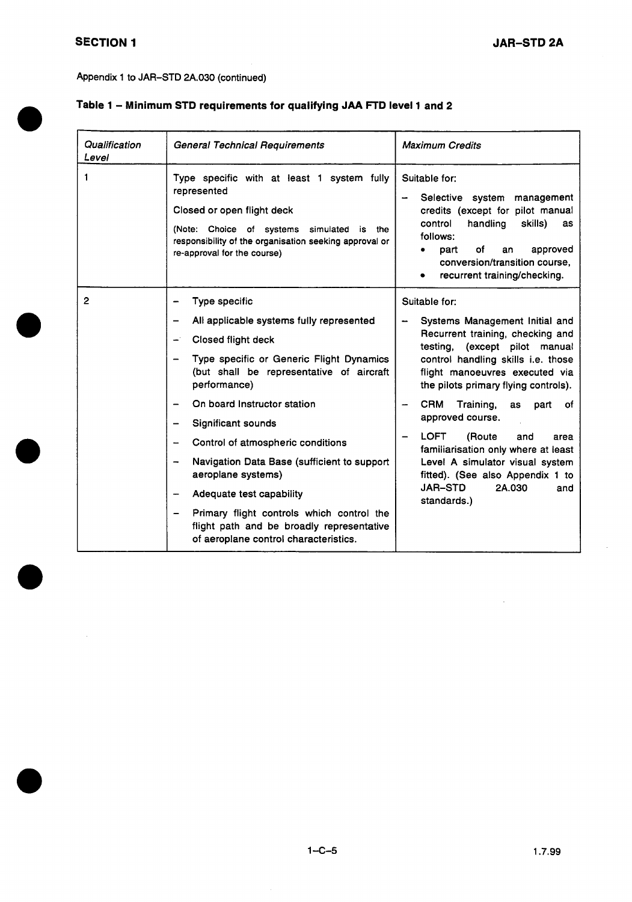Appendix 1 to JAR–STD 2A.030 (continued)

**Table 1 – Minimum STD requirements for qualifying JAA FTD level 1 and 2**

| *Qualification Level* | *General Technical Requirements* | *Maximum Credits* |
|---|---|---|
| 1 | Type specific with at least 1 system fully represented<br><br>Closed or open flight deck<br><br>(Note: Choice of systems simulated is the responsibility of the organisation seeking approval or re-approval for the course) | Suitable for:<br><br>– Selective system management credits (except for pilot manual control handling skills) as follows:<br>• part of an approved conversion/transition course,<br>• recurrent training/checking. |
| 2 | – Type specific<br>– All applicable systems fully represented<br>– Closed flight deck<br>– Type specific or Generic Flight Dynamics (but shall be representative of aircraft performance)<br>– On board Instructor station<br>– Significant sounds<br>– Control of atmospheric conditions<br>– Navigation Data Base (sufficient to support aeroplane systems)<br>– Adequate test capability<br>– Primary flight controls which control the flight path and be broadly representative of aeroplane control characteristics. | Suitable for:<br><br>– Systems Management Initial and Recurrent training, checking and testing, (except pilot manual control handling skills i.e. those flight manoeuvres executed via the pilots primary flying controls).<br>– CRM Training, as part of approved course.<br>– LOFT (Route and area familiarisation only where at least Level A simulator visual system fitted). (See also Appendix 1 to JAR–STD 2A.030 and standards.) |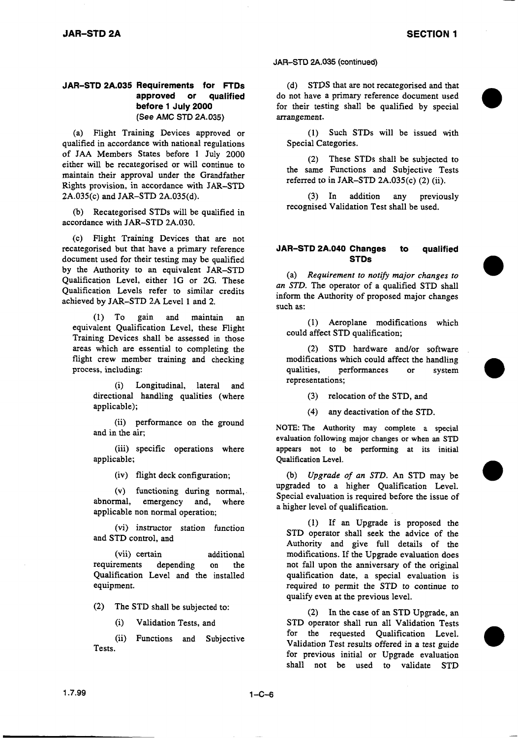## JAR–STD 2A.035 Requirements for FTDs approved or qualified before 1 July 2000
(See AMC STD 2A.035)

(a) Flight Training Devices approved or qualified in accordance with national regulations of JAA Members States before 1 July 2000 either will be recategorised or will continue to maintain their approval under the Grandfather Rights provision, in accordance with JAR–STD 2A.035(c) and JAR–STD 2A.035(d).

(b) Recategorised STDs will be qualified in accordance with JAR–STD 2A.030.

(c) Flight Training Devices that are not recategorised but that have a primary reference document used for their testing may be qualified by the Authority to an equivalent JAR–STD Qualification Level, either 1G or 2G. These Qualification Levels refer to similar credits achieved by JAR–STD 2A Level 1 and 2.

(1) To gain and maintain an equivalent Qualification Level, these Flight Training Devices shall be assessed in those areas which are essential to completing the flight crew member training and checking process, including:

(i) Longitudinal, lateral and directional handling qualities (where applicable);

(ii) performance on the ground and in the air;

(iii) specific operations where applicable;

(iv) flight deck configuration;

(v) functioning during normal, abnormal, emergency and, where applicable non normal operation;

(vi) instructor station function and STD control, and

(vii) certain additional requirements depending on the Qualification Level and the installed equipment.

(2) The STD shall be subjected to:

(i) Validation Tests, and

(ii) Functions and Subjective Tests.

JAR–STD 2A.035 (continued)

(d) STDS that are not recategorised and that do not have a primary reference document used for their testing shall be qualified by special arrangement.

(1) Such STDs will be issued with Special Categories.

(2) These STDs shall be subjected to the same Functions and Subjective Tests referred to in JAR–STD 2A.035(c) (2) (ii).

(3) In addition any previously recognised Validation Test shall be used.

## JAR–STD 2A.040 Changes to qualified STDs

(a) *Requirement to notify major changes to an STD.* The operator of a qualified STD shall inform the Authority of proposed major changes such as:

(1) Aeroplane modifications which could affect STD qualification;

(2) STD hardware and/or software modifications which could affect the handling qualities, performances or system representations;

(3) relocation of the STD, and

(4) any deactivation of the STD.

NOTE: The Authority may complete a special evaluation following major changes or when an STD appears not to be performing at its initial Qualification Level.

(b) *Upgrade of an STD.* An STD may be upgraded to a higher Qualification Level. Special evaluation is required before the issue of a higher level of qualification.

(1) If an Upgrade is proposed the STD operator shall seek the advice of the Authority and give full details of the modifications. If the Upgrade evaluation does not fall upon the anniversary of the original qualification date, a special evaluation is required to permit the STD to continue to qualify even at the previous level.

(2) In the case of an STD Upgrade, an STD operator shall run all Validation Tests for the requested Qualification Level. Validation Test results offered in a test guide for previous initial or Upgrade evaluation shall not be used to validate STD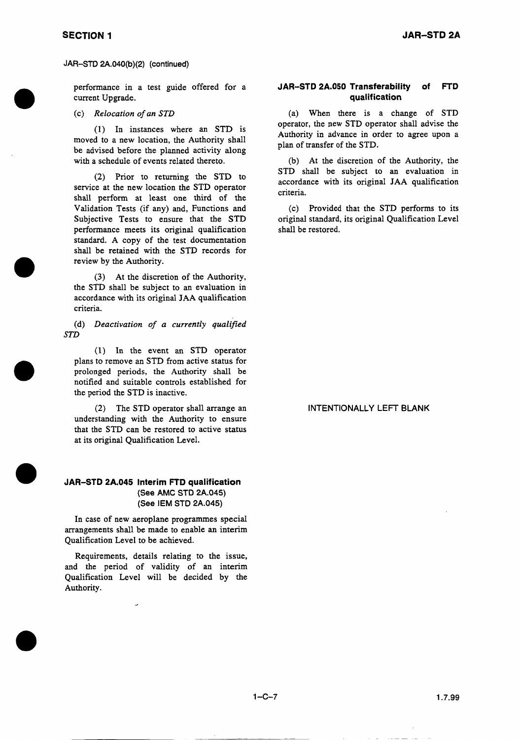JAR–STD 2A.040(b)(2) (continued)

performance in a test guide offered for a current Upgrade.

(c) *Relocation of an STD*

(1) In instances where an STD is moved to a new location, the Authority shall be advised before the planned activity along with a schedule of events related thereto.

(2) Prior to returning the STD to service at the new location the STD operator shall perform at least one third of the Validation Tests (if any) and, Functions and Subjective Tests to ensure that the STD performance meets its original qualification standard. A copy of the test documentation shall be retained with the STD records for review by the Authority.

(3) At the discretion of the Authority, the STD shall be subject to an evaluation in accordance with its original JAA qualification criteria.

(d) *Deactivation of a currently qualified STD*

(1) In the event an STD operator plans to remove an STD from active status for prolonged periods, the Authority shall be notified and suitable controls established for the period the STD is inactive.

(2) The STD operator shall arrange an understanding with the Authority to ensure that the STD can be restored to active status at its original Qualification Level.

## JAR–STD 2A.045 Interim FTD qualification
**(See AMC STD 2A.045)**
**(See IEM STD 2A.045)**

In case of new aeroplane programmes special arrangements shall be made to enable an interim Qualification Level to be achieved.

Requirements, details relating to the issue, and the period of validity of an interim Qualification Level will be decided by the Authority.

## JAR–STD 2A.050 Transferability of FTD qualification

(a) When there is a change of STD operator, the new STD operator shall advise the Authority in advance in order to agree upon a plan of transfer of the STD.

(b) At the discretion of the Authority, the STD shall be subject to an evaluation in accordance with its original JAA qualification criteria.

(c) Provided that the STD performs to its original standard, its original Qualification Level shall be restored.

INTENTIONALLY LEFT BLANK